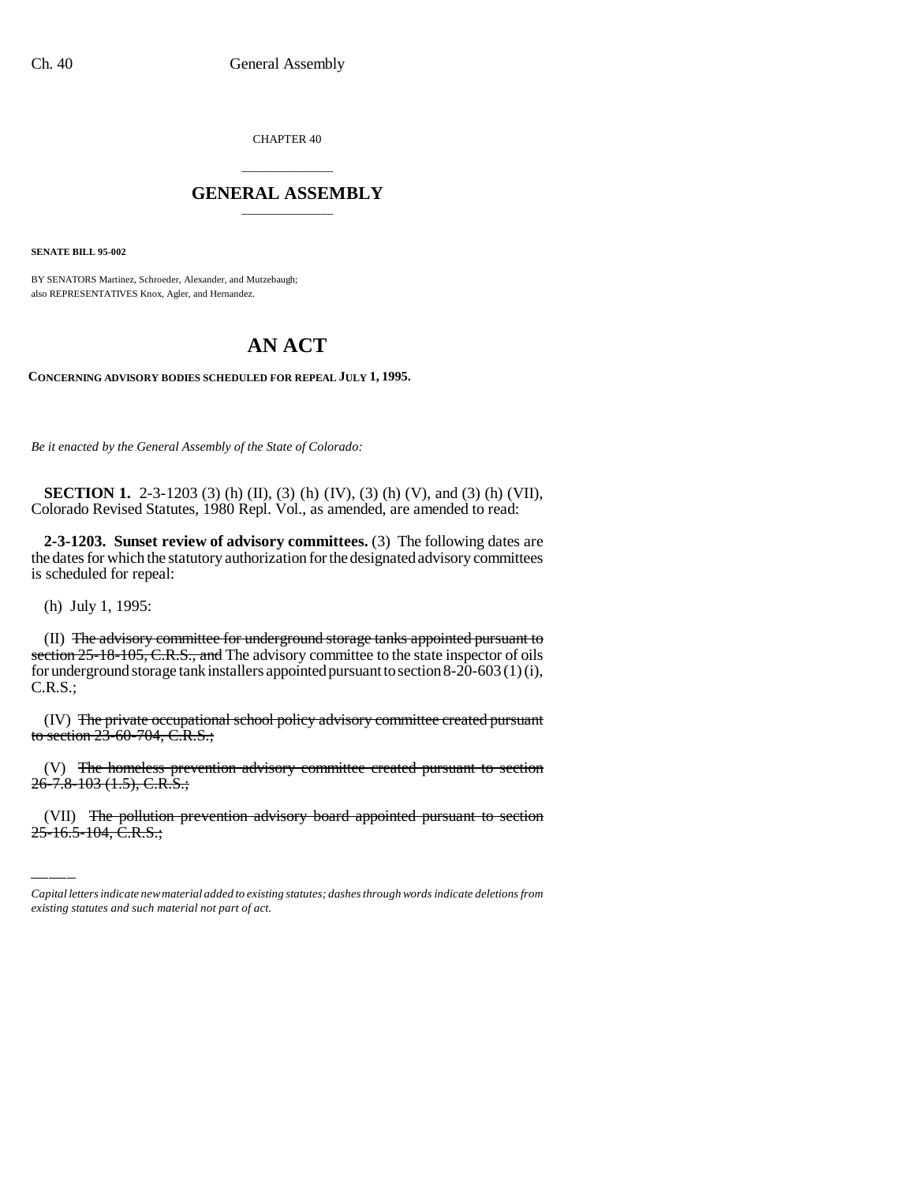CHAPTER 40

# GENERAL ASSEMBLY

**SENATE BILL 95-002**

BY SENATORS Martinez, Schroeder, Alexander, and Mutzebaugh;
also REPRESENTATIVES Knox, Agler, and Hernandez.

# AN ACT

**CONCERNING ADVISORY BODIES SCHEDULED FOR REPEAL JULY 1, 1995.**

*Be it enacted by the General Assembly of the State of Colorado:*

**SECTION 1.** 2-3-1203 (3) (h) (II), (3) (h) (IV), (3) (h) (V), and (3) (h) (VII), Colorado Revised Statutes, 1980 Repl. Vol., as amended, are amended to read:

**2-3-1203. Sunset review of advisory committees.** (3) The following dates are the dates for which the statutory authorization for the designated advisory committees is scheduled for repeal:

(h) July 1, 1995:

(II) ~~The advisory committee for underground storage tanks appointed pursuant to section 25-18-105, C.R.S., and~~ The advisory committee to the state inspector of oils for underground storage tank installers appointed pursuant to section 8-20-603 (1) (i), C.R.S.;

(IV) ~~The private occupational school policy advisory committee created pursuant to section 23-60-704, C.R.S.;~~

(V) ~~The homeless prevention advisory committee created pursuant to section 26-7.8-103 (1.5), C.R.S.;~~

(VII) ~~The pollution prevention advisory board appointed pursuant to section 25-16.5-104, C.R.S.;~~

*Capital letters indicate new material added to existing statutes; dashes through words indicate deletions from existing statutes and such material not part of act.*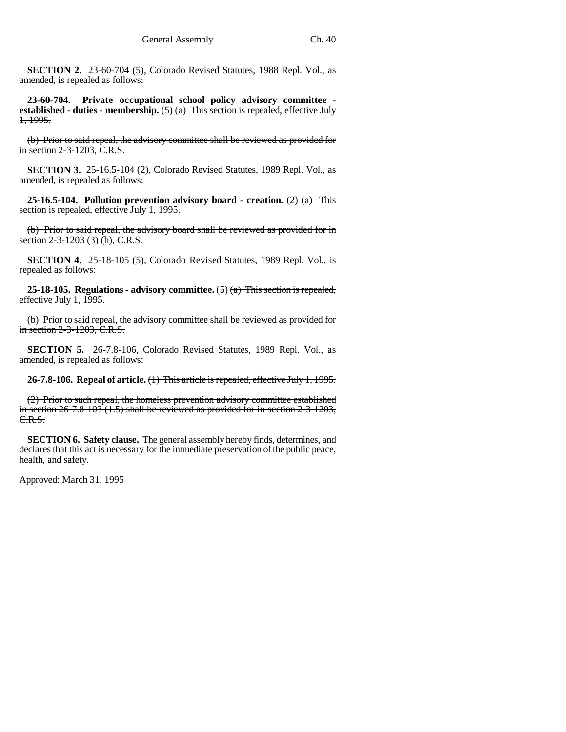**SECTION 2.** 23-60-704 (5), Colorado Revised Statutes, 1988 Repl. Vol., as amended, is repealed as follows:

**23-60-704. Private occupational school policy advisory committee - established - duties - membership.** (5) ~~(a) This section is repealed, effective July 1, 1995.~~

~~(b) Prior to said repeal, the advisory committee shall be reviewed as provided for in section 2-3-1203, C.R.S.~~

**SECTION 3.** 25-16.5-104 (2), Colorado Revised Statutes, 1989 Repl. Vol., as amended, is repealed as follows:

**25-16.5-104. Pollution prevention advisory board - creation.** (2) ~~(a) This section is repealed, effective July 1, 1995.~~

~~(b) Prior to said repeal, the advisory board shall be reviewed as provided for in section 2-3-1203 (3) (h), C.R.S.~~

**SECTION 4.** 25-18-105 (5), Colorado Revised Statutes, 1989 Repl. Vol., is repealed as follows:

**25-18-105. Regulations - advisory committee.** (5) ~~(a) This section is repealed, effective July 1, 1995.~~

~~(b) Prior to said repeal, the advisory committee shall be reviewed as provided for in section 2-3-1203, C.R.S.~~

**SECTION 5.** 26-7.8-106, Colorado Revised Statutes, 1989 Repl. Vol., as amended, is repealed as follows:

**26-7.8-106. Repeal of article.** ~~(1) This article is repealed, effective July 1, 1995.~~

~~(2) Prior to such repeal, the homeless prevention advisory committee established in section 26-7.8-103 (1.5) shall be reviewed as provided for in section 2-3-1203, C.R.S.~~

**SECTION 6. Safety clause.** The general assembly hereby finds, determines, and declares that this act is necessary for the immediate preservation of the public peace, health, and safety.

Approved: March 31, 1995